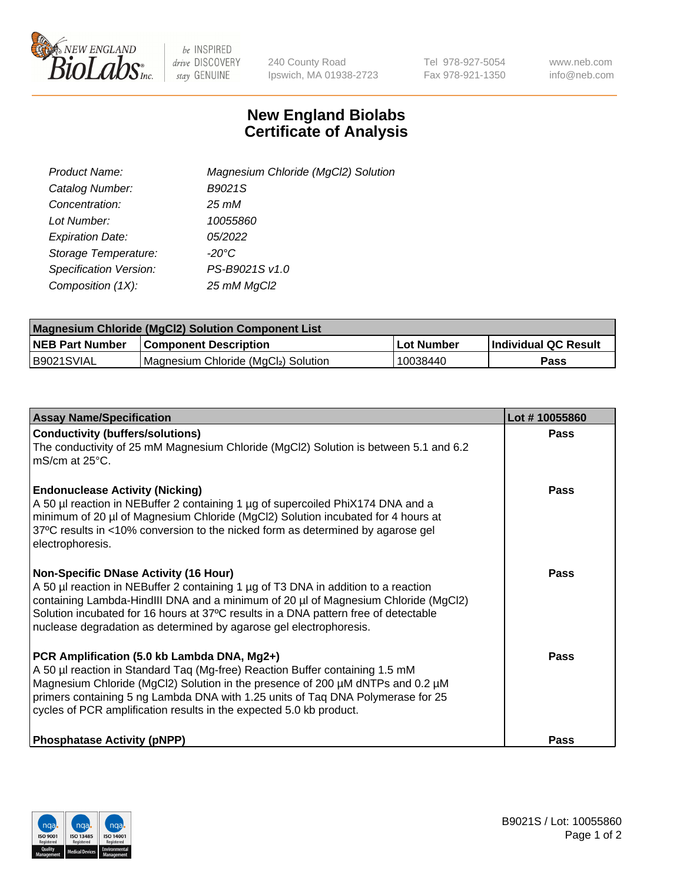# New England Biolabs
## Certificate of Analysis

| | |
|---|---|
| *Product Name:* | *Magnesium Chloride (MgCl2) Solution* |
| *Catalog Number:* | *B9021S* |
| *Concentration:* | *25 mM* |
| *Lot Number:* | *10055860* |
| *Expiration Date:* | *05/2022* |
| *Storage Temperature:* | *-20°C* |
| *Specification Version:* | *PS-B9021S v1.0* |
| *Composition (1X):* | *25 mM MgCl2* |

| Magnesium Chloride (MgCl2) Solution Component List | | | |
|---|---|---|---|
| **NEB Part Number** | **Component Description** | **Lot Number** | **Individual QC Result** |
| B9021SVIAL | Magnesium Chloride ($MgCl_2$) Solution | 10038440 | **Pass** |

| Assay Name/Specification | Lot # 10055860 |
|---|---|
| **Conductivity (buffers/solutions)**<br>The conductivity of 25 mM Magnesium Chloride (MgCl2) Solution is between 5.1 and 6.2 mS/cm at 25°C. | **Pass** |
| **Endonuclease Activity (Nicking)**<br>A 50 µl reaction in NEBuffer 2 containing 1 µg of supercoiled PhiX174 DNA and a minimum of 20 µl of Magnesium Chloride (MgCl2) Solution incubated for 4 hours at 37ºC results in <10% conversion to the nicked form as determined by agarose gel electrophoresis. | **Pass** |
| **Non-Specific DNase Activity (16 Hour)**<br>A 50 µl reaction in NEBuffer 2 containing 1 µg of T3 DNA in addition to a reaction containing Lambda-HindIII DNA and a minimum of 20 µl of Magnesium Chloride (MgCl2) Solution incubated for 16 hours at 37ºC results in a DNA pattern free of detectable nuclease degradation as determined by agarose gel electrophoresis. | **Pass** |
| **PCR Amplification (5.0 kb Lambda DNA, Mg2+)**<br>A 50 µl reaction in Standard Taq (Mg-free) Reaction Buffer containing 1.5 mM Magnesium Chloride (MgCl2) Solution in the presence of 200 µM dNTPs and 0.2 µM primers containing 5 ng Lambda DNA with 1.25 units of Taq DNA Polymerase for 25 cycles of PCR amplification results in the expected 5.0 kb product. | **Pass** |
| **Phosphatase Activity (pNPP)** | **Pass** |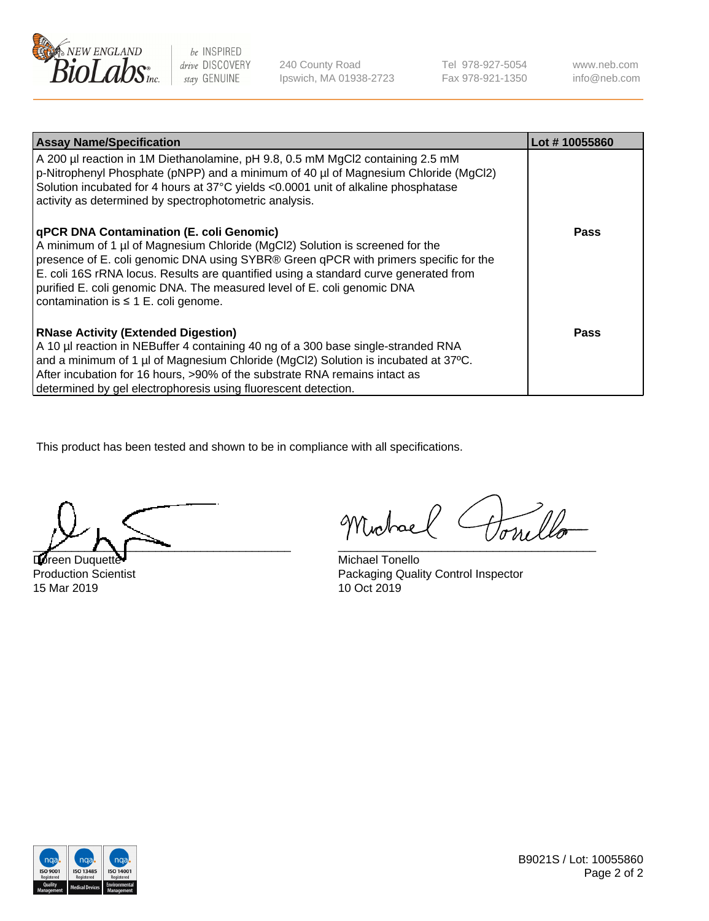| Assay Name/Specification | Lot # 10055860 |
|---|---|
| A 200 µl reaction in 1M Diethanolamine, pH 9.8, 0.5 mM MgCl2 containing 2.5 mM p-Nitrophenyl Phosphate (pNPP) and a minimum of 40 µl of Magnesium Chloride (MgCl2) Solution incubated for 4 hours at 37°C yields <0.0001 unit of alkaline phosphatase activity as determined by spectrophotometric analysis. | |
| **qPCR DNA Contamination (E. coli Genomic)** A minimum of 1 µl of Magnesium Chloride (MgCl2) Solution is screened for the presence of E. coli genomic DNA using SYBR® Green qPCR with primers specific for the E. coli 16S rRNA locus. Results are quantified using a standard curve generated from purified E. coli genomic DNA. The measured level of E. coli genomic DNA contamination is ≤ 1 E. coli genome. | **Pass** |
| **RNase Activity (Extended Digestion)** A 10 µl reaction in NEBuffer 4 containing 40 ng of a 300 base single-stranded RNA and a minimum of 1 µl of Magnesium Chloride (MgCl2) Solution is incubated at 37ºC. After incubation for 16 hours, >90% of the substrate RNA remains intact as determined by gel electrophoresis using fluorescent detection. | **Pass** |

This product has been tested and shown to be in compliance with all specifications.

Doreen Duquette
Production Scientist
15 Mar 2019

Michael Tonello
Packaging Quality Control Inspector
10 Oct 2019

B9021S / Lot: 10055860